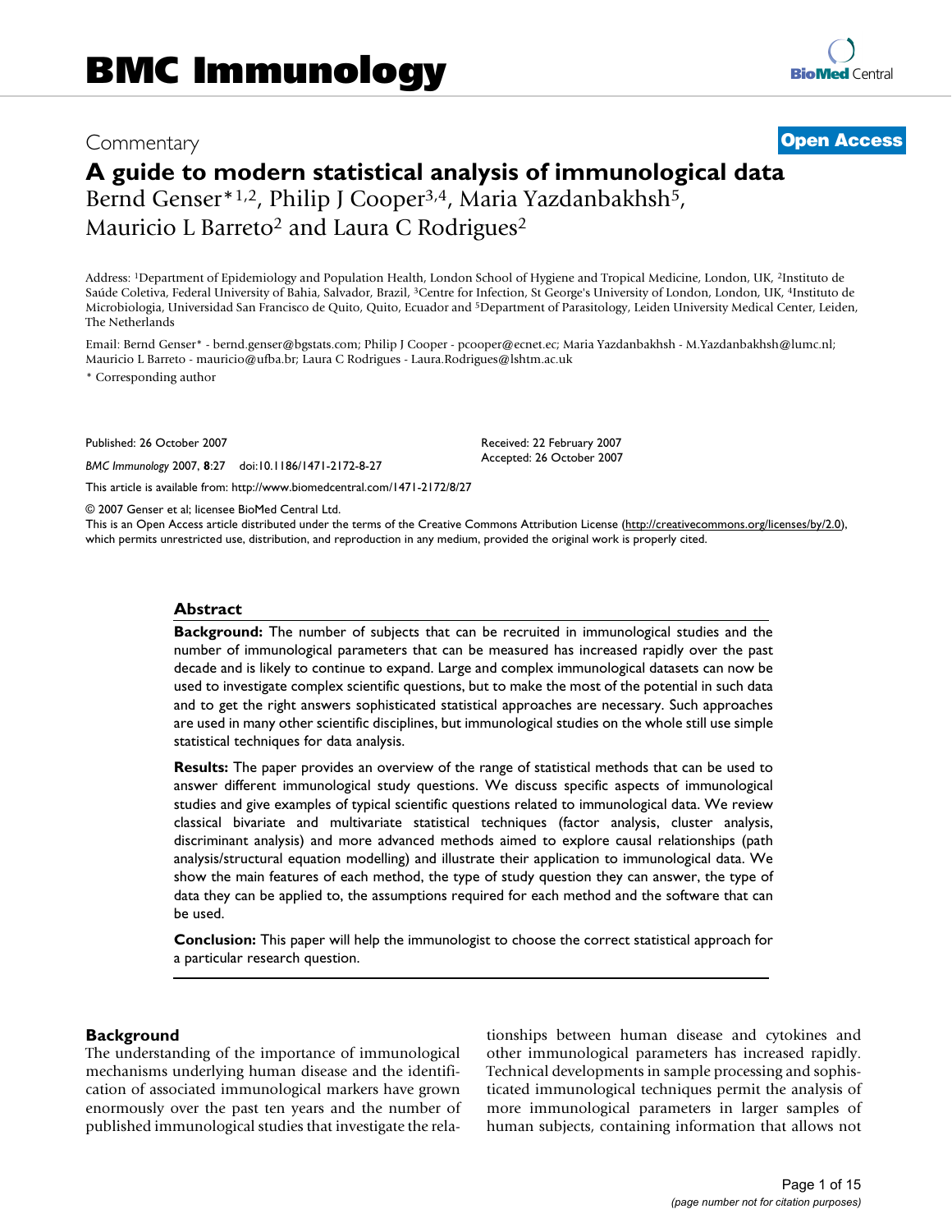# BMC Immunology

Commentary

**Open Access**

# A guide to modern statistical analysis of immunological data

Bernd Genser*[1,2], Philip J Cooper[3,4], Maria Yazdanbakhsh[5], Mauricio L Barreto[2] and Laura C Rodrigues[2]

Address: [1]Department of Epidemiology and Population Health, London School of Hygiene and Tropical Medicine, London, UK, [2]Instituto de Saúde Coletiva, Federal University of Bahia, Salvador, Brazil, [3]Centre for Infection, St George's University of London, London, UK, [4]Instituto de Microbiologia, Universidad San Francisco de Quito, Quito, Ecuador and [5]Department of Parasitology, Leiden University Medical Center, Leiden, The Netherlands

Email: Bernd Genser* - bernd.genser@bgstats.com; Philip J Cooper - pcooper@ecnet.ec; Maria Yazdanbakhsh - M.Yazdanbakhsh@lumc.nl; Mauricio L Barreto - mauricio@ufba.br; Laura C Rodrigues - Laura.Rodrigues@lshtm.ac.uk

* Corresponding author

Published: 26 October 2007

*BMC Immunology* 2007, **8**:27 doi:10.1186/1471-2172-8-27

Received: 22 February 2007
Accepted: 26 October 2007

This article is available from: http://www.biomedcentral.com/1471-2172/8/27

© 2007 Genser et al; licensee BioMed Central Ltd.
This is an Open Access article distributed under the terms of the Creative Commons Attribution License (http://creativecommons.org/licenses/by/2.0), which permits unrestricted use, distribution, and reproduction in any medium, provided the original work is properly cited.

## Abstract

**Background:** The number of subjects that can be recruited in immunological studies and the number of immunological parameters that can be measured has increased rapidly over the past decade and is likely to continue to expand. Large and complex immunological datasets can now be used to investigate complex scientific questions, but to make the most of the potential in such data and to get the right answers sophisticated statistical approaches are necessary. Such approaches are used in many other scientific disciplines, but immunological studies on the whole still use simple statistical techniques for data analysis.

**Results:** The paper provides an overview of the range of statistical methods that can be used to answer different immunological study questions. We discuss specific aspects of immunological studies and give examples of typical scientific questions related to immunological data. We review classical bivariate and multivariate statistical techniques (factor analysis, cluster analysis, discriminant analysis) and more advanced methods aimed to explore causal relationships (path analysis/structural equation modelling) and illustrate their application to immunological data. We show the main features of each method, the type of study question they can answer, the type of data they can be applied to, the assumptions required for each method and the software that can be used.

**Conclusion:** This paper will help the immunologist to choose the correct statistical approach for a particular research question.

## Background

The understanding of the importance of immunological mechanisms underlying human disease and the identification of associated immunological markers have grown enormously over the past ten years and the number of published immunological studies that investigate the relationships between human disease and cytokines and other immunological parameters has increased rapidly. Technical developments in sample processing and sophisticated immunological techniques permit the analysis of more immunological parameters in larger samples of human subjects, containing information that allows not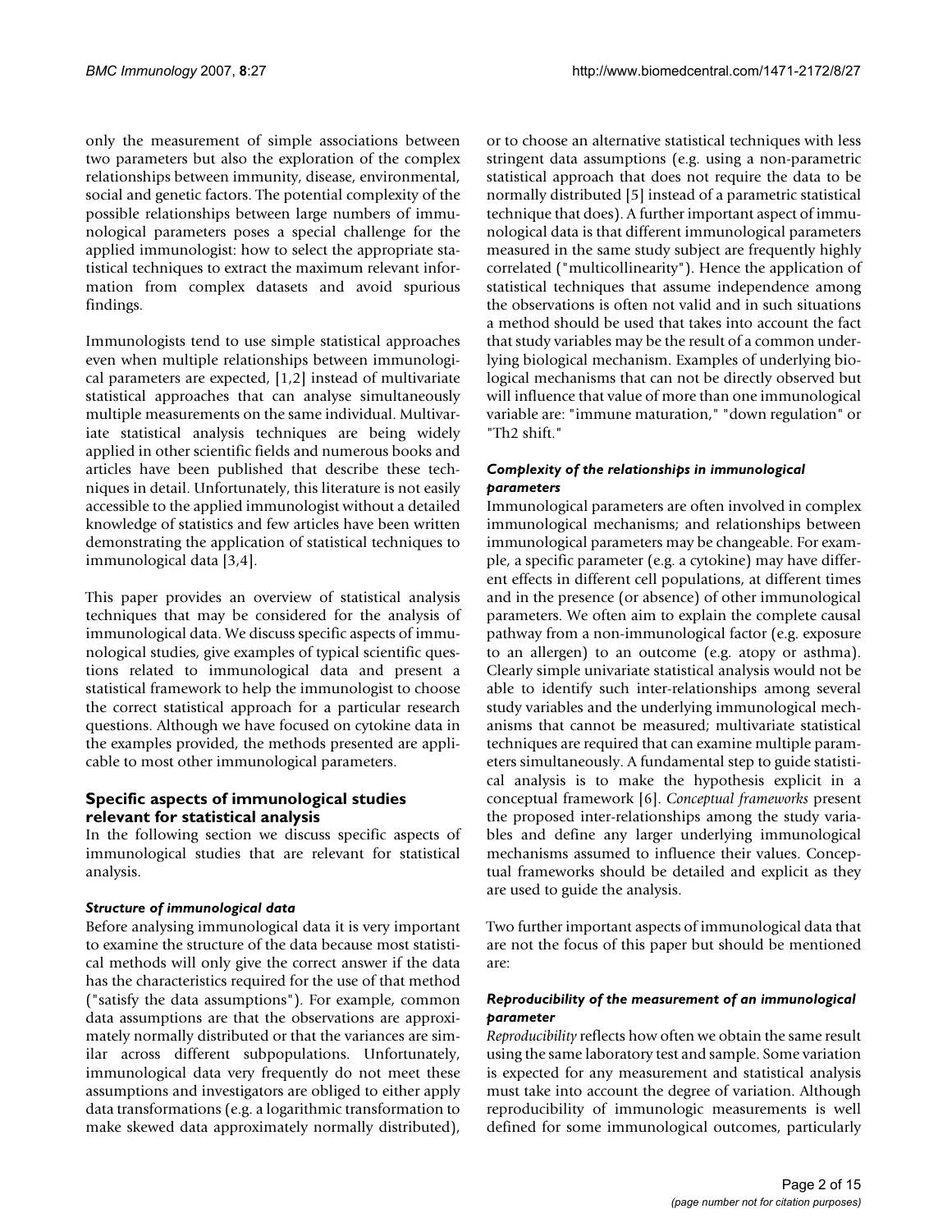only the measurement of simple associations between two parameters but also the exploration of the complex relationships between immunity, disease, environmental, social and genetic factors. The potential complexity of the possible relationships between large numbers of immunological parameters poses a special challenge for the applied immunologist: how to select the appropriate statistical techniques to extract the maximum relevant information from complex datasets and avoid spurious findings.

Immunologists tend to use simple statistical approaches even when multiple relationships between immunological parameters are expected, [1,2] instead of multivariate statistical approaches that can analyse simultaneously multiple measurements on the same individual. Multivariate statistical analysis techniques are being widely applied in other scientific fields and numerous books and articles have been published that describe these techniques in detail. Unfortunately, this literature is not easily accessible to the applied immunologist without a detailed knowledge of statistics and few articles have been written demonstrating the application of statistical techniques to immunological data [3,4].

This paper provides an overview of statistical analysis techniques that may be considered for the analysis of immunological data. We discuss specific aspects of immunological studies, give examples of typical scientific questions related to immunological data and present a statistical framework to help the immunologist to choose the correct statistical approach for a particular research questions. Although we have focused on cytokine data in the examples provided, the methods presented are applicable to most other immunological parameters.

## Specific aspects of immunological studies relevant for statistical analysis

In the following section we discuss specific aspects of immunological studies that are relevant for statistical analysis.

### *Structure of immunological data*

Before analysing immunological data it is very important to examine the structure of the data because most statistical methods will only give the correct answer if the data has the characteristics required for the use of that method ("satisfy the data assumptions"). For example, common data assumptions are that the observations are approximately normally distributed or that the variances are similar across different subpopulations. Unfortunately, immunological data very frequently do not meet these assumptions and investigators are obliged to either apply data transformations (e.g. a logarithmic transformation to make skewed data approximately normally distributed), or to choose an alternative statistical techniques with less stringent data assumptions (e.g. using a non-parametric statistical approach that does not require the data to be normally distributed [5] instead of a parametric statistical technique that does). A further important aspect of immunological data is that different immunological parameters measured in the same study subject are frequently highly correlated ("multicollinearity"). Hence the application of statistical techniques that assume independence among the observations is often not valid and in such situations a method should be used that takes into account the fact that study variables may be the result of a common underlying biological mechanism. Examples of underlying biological mechanisms that can not be directly observed but will influence that value of more than one immunological variable are: "immune maturation," "down regulation" or "Th2 shift."

### *Complexity of the relationships in immunological parameters*

Immunological parameters are often involved in complex immunological mechanisms; and relationships between immunological parameters may be changeable. For example, a specific parameter (e.g. a cytokine) may have different effects in different cell populations, at different times and in the presence (or absence) of other immunological parameters. We often aim to explain the complete causal pathway from a non-immunological factor (e.g. exposure to an allergen) to an outcome (e.g. atopy or asthma). Clearly simple univariate statistical analysis would not be able to identify such inter-relationships among several study variables and the underlying immunological mechanisms that cannot be measured; multivariate statistical techniques are required that can examine multiple parameters simultaneously. A fundamental step to guide statistical analysis is to make the hypothesis explicit in a conceptual framework [6]. *Conceptual frameworks* present the proposed inter-relationships among the study variables and define any larger underlying immunological mechanisms assumed to influence their values. Conceptual frameworks should be detailed and explicit as they are used to guide the analysis.

Two further important aspects of immunological data that are not the focus of this paper but should be mentioned are:

### *Reproducibility of the measurement of an immunological parameter*

*Reproducibility* reflects how often we obtain the same result using the same laboratory test and sample. Some variation is expected for any measurement and statistical analysis must take into account the degree of variation. Although reproducibility of immunologic measurements is well defined for some immunological outcomes, particularly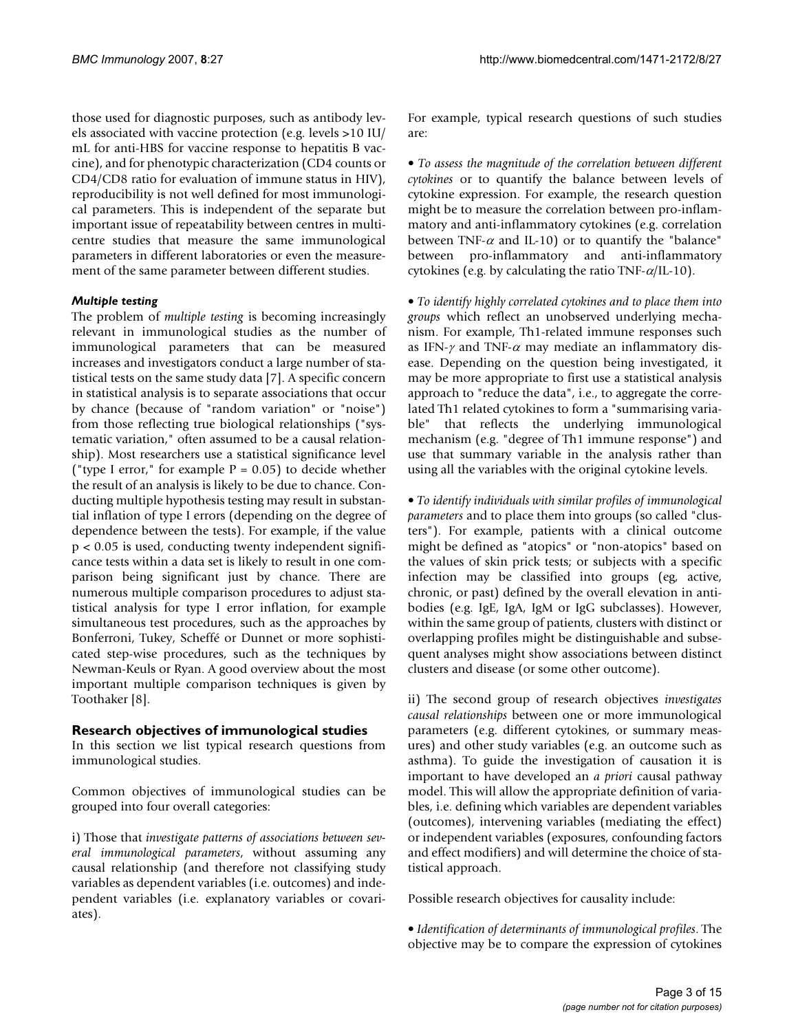those used for diagnostic purposes, such as antibody levels associated with vaccine protection (e.g. levels >10 IU/mL for anti-HBS for vaccine response to hepatitis B vaccine), and for phenotypic characterization (CD4 counts or CD4/CD8 ratio for evaluation of immune status in HIV), reproducibility is not well defined for most immunological parameters. This is independent of the separate but important issue of repeatability between centres in multi-centre studies that measure the same immunological parameters in different laboratories or even the measurement of the same parameter between different studies.

### *Multiple testing*

The problem of *multiple testing* is becoming increasingly relevant in immunological studies as the number of immunological parameters that can be measured increases and investigators conduct a large number of statistical tests on the same study data [7]. A specific concern in statistical analysis is to separate associations that occur by chance (because of "random variation" or "noise") from those reflecting true biological relationships ("systematic variation," often assumed to be a causal relationship). Most researchers use a statistical significance level ("type I error," for example $P = 0.05$) to decide whether the result of an analysis is likely to be due to chance. Conducting multiple hypothesis testing may result in substantial inflation of type I errors (depending on the degree of dependence between the tests). For example, if the value $p < 0.05$ is used, conducting twenty independent significance tests within a data set is likely to result in one comparison being significant just by chance. There are numerous multiple comparison procedures to adjust statistical analysis for type I error inflation, for example simultaneous test procedures, such as the approaches by Bonferroni, Tukey, Scheffé or Dunnet or more sophisticated step-wise procedures, such as the techniques by Newman-Keuls or Ryan. A good overview about the most important multiple comparison techniques is given by Toothaker [8].

## Research objectives of immunological studies

In this section we list typical research questions from immunological studies.

Common objectives of immunological studies can be grouped into four overall categories:

i) Those that *investigate patterns of associations between several immunological parameters*, without assuming any causal relationship (and therefore not classifying study variables as dependent variables (i.e. outcomes) and independent variables (i.e. explanatory variables or covariates).

For example, typical research questions of such studies are:

- *To assess the magnitude of the correlation between different cytokines* or to quantify the balance between levels of cytokine expression. For example, the research question might be to measure the correlation between pro-inflammatory and anti-inflammatory cytokines (e.g. correlation between TNF-$\alpha$ and IL-10) or to quantify the "balance" between pro-inflammatory and anti-inflammatory cytokines (e.g. by calculating the ratio TNF-$\alpha$/IL-10).

- *To identify highly correlated cytokines and to place them into groups* which reflect an unobserved underlying mechanism. For example, Th1-related immune responses such as IFN-$\gamma$ and TNF-$\alpha$ may mediate an inflammatory disease. Depending on the question being investigated, it may be more appropriate to first use a statistical analysis approach to "reduce the data", i.e., to aggregate the correlated Th1 related cytokines to form a "summarising variable" that reflects the underlying immunological mechanism (e.g. "degree of Th1 immune response") and use that summary variable in the analysis rather than using all the variables with the original cytokine levels.

- *To identify individuals with similar profiles of immunological parameters* and to place them into groups (so called "clusters"). For example, patients with a clinical outcome might be defined as "atopics" or "non-atopics" based on the values of skin prick tests; or subjects with a specific infection may be classified into groups (eg, active, chronic, or past) defined by the overall elevation in antibodies (e.g. IgE, IgA, IgM or IgG subclasses). However, within the same group of patients, clusters with distinct or overlapping profiles might be distinguishable and subsequent analyses might show associations between distinct clusters and disease (or some other outcome).

ii) The second group of research objectives *investigates causal relationships* between one or more immunological parameters (e.g. different cytokines, or summary measures) and other study variables (e.g. an outcome such as asthma). To guide the investigation of causation it is important to have developed an *a priori* causal pathway model. This will allow the appropriate definition of variables, i.e. defining which variables are dependent variables (outcomes), intervening variables (mediating the effect) or independent variables (exposures, confounding factors and effect modifiers) and will determine the choice of statistical approach.

Possible research objectives for causality include:

- *Identification of determinants of immunological profiles*. The objective may be to compare the expression of cytokines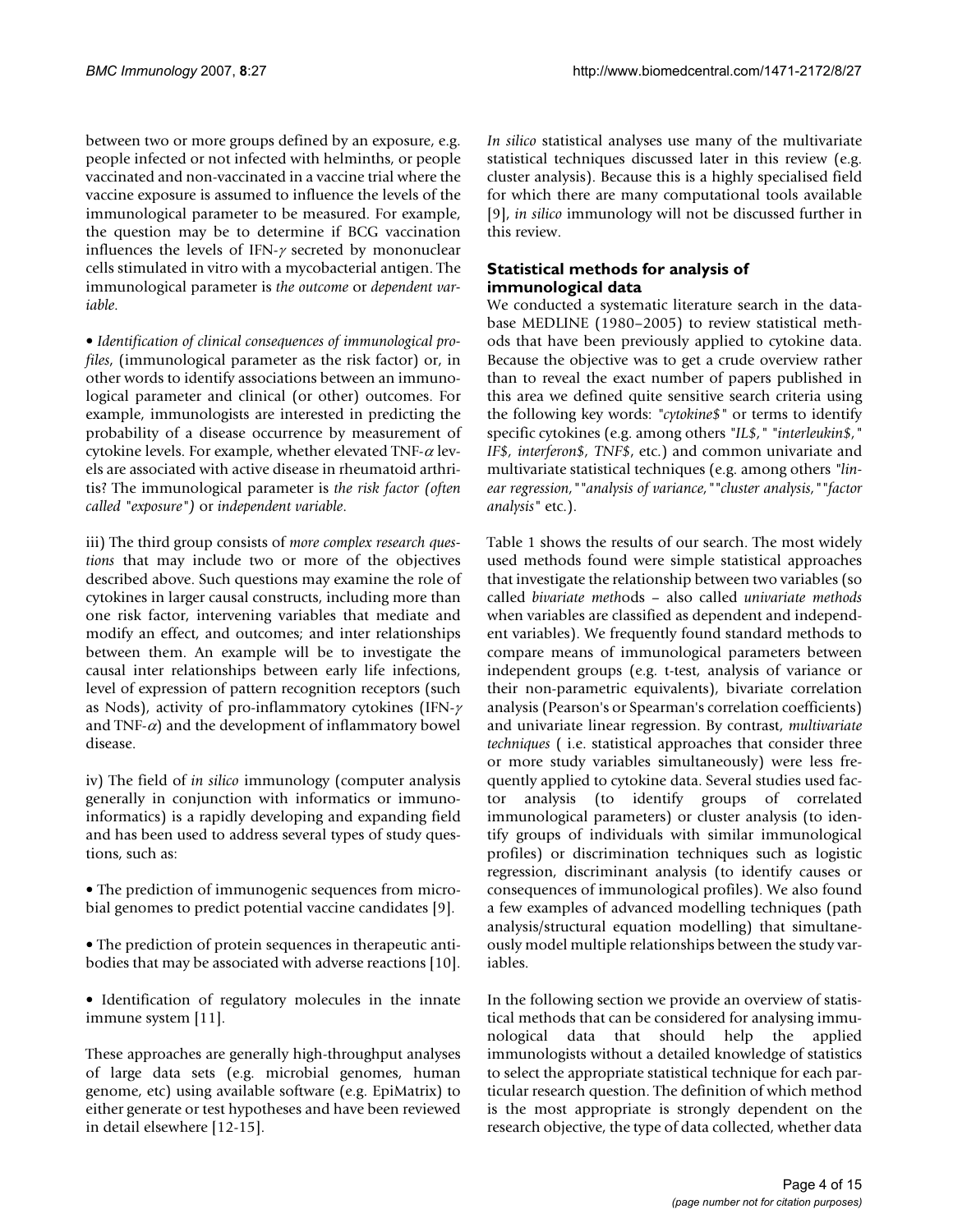between two or more groups defined by an exposure, e.g. people infected or not infected with helminths, or people vaccinated and non-vaccinated in a vaccine trial where the vaccine exposure is assumed to influence the levels of the immunological parameter to be measured. For example, the question may be to determine if BCG vaccination influences the levels of IFN-$\gamma$ secreted by mononuclear cells stimulated in vitro with a mycobacterial antigen. The immunological parameter is *the outcome* or *dependent variable*.

• *Identification of clinical consequences of immunological profiles*, (immunological parameter as the risk factor) or, in other words to identify associations between an immunological parameter and clinical (or other) outcomes. For example, immunologists are interested in predicting the probability of a disease occurrence by measurement of cytokine levels. For example, whether elevated TNF-$\alpha$ levels are associated with active disease in rheumatoid arthritis? The immunological parameter is *the risk factor (often called "exposure")* or *independent variable*.

iii) The third group consists of *more complex research questions* that may include two or more of the objectives described above. Such questions may examine the role of cytokines in larger causal constructs, including more than one risk factor, intervening variables that mediate and modify an effect, and outcomes; and inter relationships between them. An example will be to investigate the causal inter relationships between early life infections, level of expression of pattern recognition receptors (such as Nods), activity of pro-inflammatory cytokines (IFN-$\gamma$ and TNF-$\alpha$) and the development of inflammatory bowel disease.

iv) The field of *in silico* immunology (computer analysis generally in conjunction with informatics or immunoinformatics) is a rapidly developing and expanding field and has been used to address several types of study questions, such as:

• The prediction of immunogenic sequences from microbial genomes to predict potential vaccine candidates [9].

• The prediction of protein sequences in therapeutic antibodies that may be associated with adverse reactions [10].

• Identification of regulatory molecules in the innate immune system [11].

These approaches are generally high-throughput analyses of large data sets (e.g. microbial genomes, human genome, etc) using available software (e.g. EpiMatrix) to either generate or test hypotheses and have been reviewed in detail elsewhere [12-15].

*In silico* statistical analyses use many of the multivariate statistical techniques discussed later in this review (e.g. cluster analysis). Because this is a highly specialised field for which there are many computational tools available [9], *in silico* immunology will not be discussed further in this review.

## Statistical methods for analysis of immunological data

We conducted a systematic literature search in the database MEDLINE (1980–2005) to review statistical methods that have been previously applied to cytokine data. Because the objective was to get a crude overview rather than to reveal the exact number of papers published in this area we defined quite sensitive search criteria using the following key words: *"cytokine$"* or terms to identify specific cytokines (e.g. among others *"IL$," "interleukin$," IF$, interferon$, TNF$*, etc.) and common univariate and multivariate statistical techniques (e.g. among others *"linear regression," "analysis of variance," "cluster analysis," "factor analysis"* etc.).

Table 1 shows the results of our search. The most widely used methods found were simple statistical approaches that investigate the relationship between two variables (so called *bivariate meth*ods – also called *univariate methods* when variables are classified as dependent and independent variables). We frequently found standard methods to compare means of immunological parameters between independent groups (e.g. t-test, analysis of variance or their non-parametric equivalents), bivariate correlation analysis (Pearson's or Spearman's correlation coefficients) and univariate linear regression. By contrast, *multivariate techniques* ( i.e. statistical approaches that consider three or more study variables simultaneously) were less frequently applied to cytokine data. Several studies used factor analysis (to identify groups of correlated immunological parameters) or cluster analysis (to identify groups of individuals with similar immunological profiles) or discrimination techniques such as logistic regression, discriminant analysis (to identify causes or consequences of immunological profiles). We also found a few examples of advanced modelling techniques (path analysis/structural equation modelling) that simultaneously model multiple relationships between the study variables.

In the following section we provide an overview of statistical methods that can be considered for analysing immunological data that should help the applied immunologists without a detailed knowledge of statistics to select the appropriate statistical technique for each particular research question. The definition of which method is the most appropriate is strongly dependent on the research objective, the type of data collected, whether data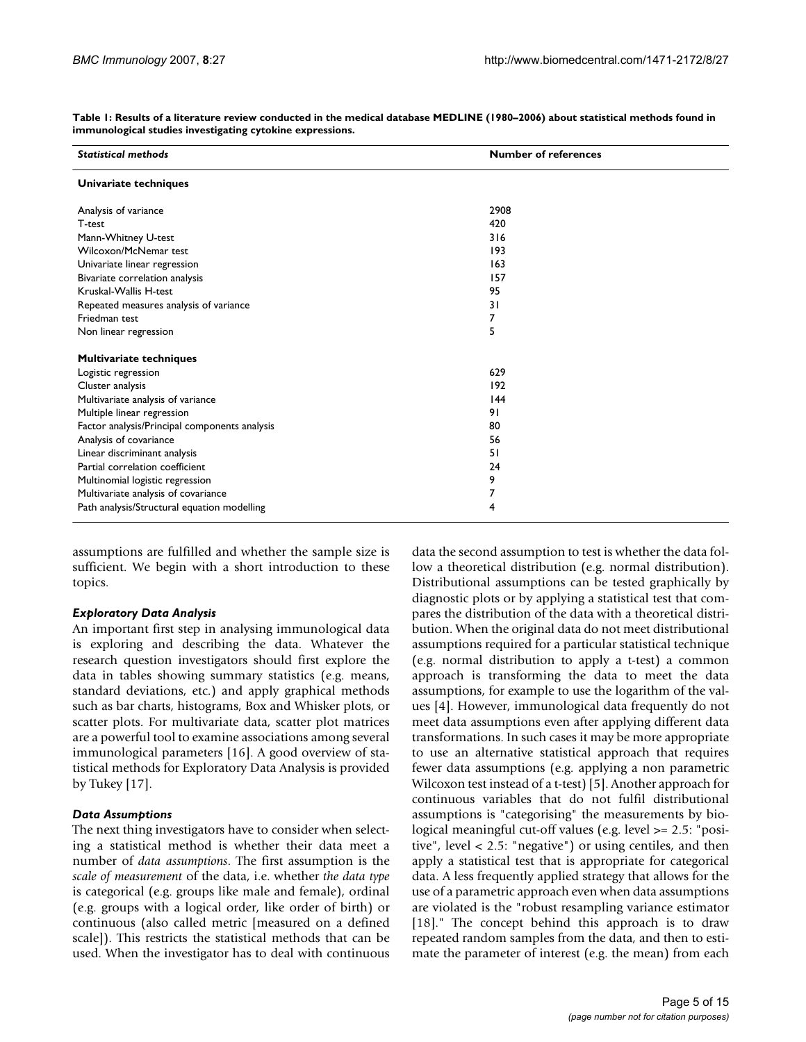**Table 1: Results of a literature review conducted in the medical database MEDLINE (1980–2006) about statistical methods found in immunological studies investigating cytokine expressions.**

| *Statistical methods* | Number of references |
| --- | --- |
| **Univariate techniques** | |
| Analysis of variance | 2908 |
| T-test | 420 |
| Mann-Whitney U-test | 316 |
| Wilcoxon/McNemar test | 193 |
| Univariate linear regression | 163 |
| Bivariate correlation analysis | 157 |
| Kruskal-Wallis H-test | 95 |
| Repeated measures analysis of variance | 31 |
| Friedman test | 7 |
| Non linear regression | 5 |
| **Multivariate techniques** | |
| Logistic regression | 629 |
| Cluster analysis | 192 |
| Multivariate analysis of variance | 144 |
| Multiple linear regression | 91 |
| Factor analysis/Principal components analysis | 80 |
| Analysis of covariance | 56 |
| Linear discriminant analysis | 51 |
| Partial correlation coefficient | 24 |
| Multinomial logistic regression | 9 |
| Multivariate analysis of covariance | 7 |
| Path analysis/Structural equation modelling | 4 |

assumptions are fulfilled and whether the sample size is sufficient. We begin with a short introduction to these topics.

### *Exploratory Data Analysis*

An important first step in analysing immunological data is exploring and describing the data. Whatever the research question investigators should first explore the data in tables showing summary statistics (e.g. means, standard deviations, etc.) and apply graphical methods such as bar charts, histograms, Box and Whisker plots, or scatter plots. For multivariate data, scatter plot matrices are a powerful tool to examine associations among several immunological parameters [16]. A good overview of statistical methods for Exploratory Data Analysis is provided by Tukey [17].

### *Data Assumptions*

The next thing investigators have to consider when selecting a statistical method is whether their data meet a number of *data assumptions*. The first assumption is the *scale of measurement* of the data, i.e. whether *the data type* is categorical (e.g. groups like male and female), ordinal (e.g. groups with a logical order, like order of birth) or continuous (also called metric [measured on a defined scale]). This restricts the statistical methods that can be used. When the investigator has to deal with continuous data the second assumption to test is whether the data follow a theoretical distribution (e.g. normal distribution). Distributional assumptions can be tested graphically by diagnostic plots or by applying a statistical test that compares the distribution of the data with a theoretical distribution. When the original data do not meet distributional assumptions required for a particular statistical technique (e.g. normal distribution to apply a t-test) a common approach is transforming the data to meet the data assumptions, for example to use the logarithm of the values [4]. However, immunological data frequently do not meet data assumptions even after applying different data transformations. In such cases it may be more appropriate to use an alternative statistical approach that requires fewer data assumptions (e.g. applying a non parametric Wilcoxon test instead of a t-test) [5]. Another approach for continuous variables that do not fulfil distributional assumptions is "categorising" the measurements by biological meaningful cut-off values (e.g. level >= 2.5: "positive", level < 2.5: "negative") or using centiles, and then apply a statistical test that is appropriate for categorical data. A less frequently applied strategy that allows for the use of a parametric approach even when data assumptions are violated is the "robust resampling variance estimator [18]." The concept behind this approach is to draw repeated random samples from the data, and then to estimate the parameter of interest (e.g. the mean) from each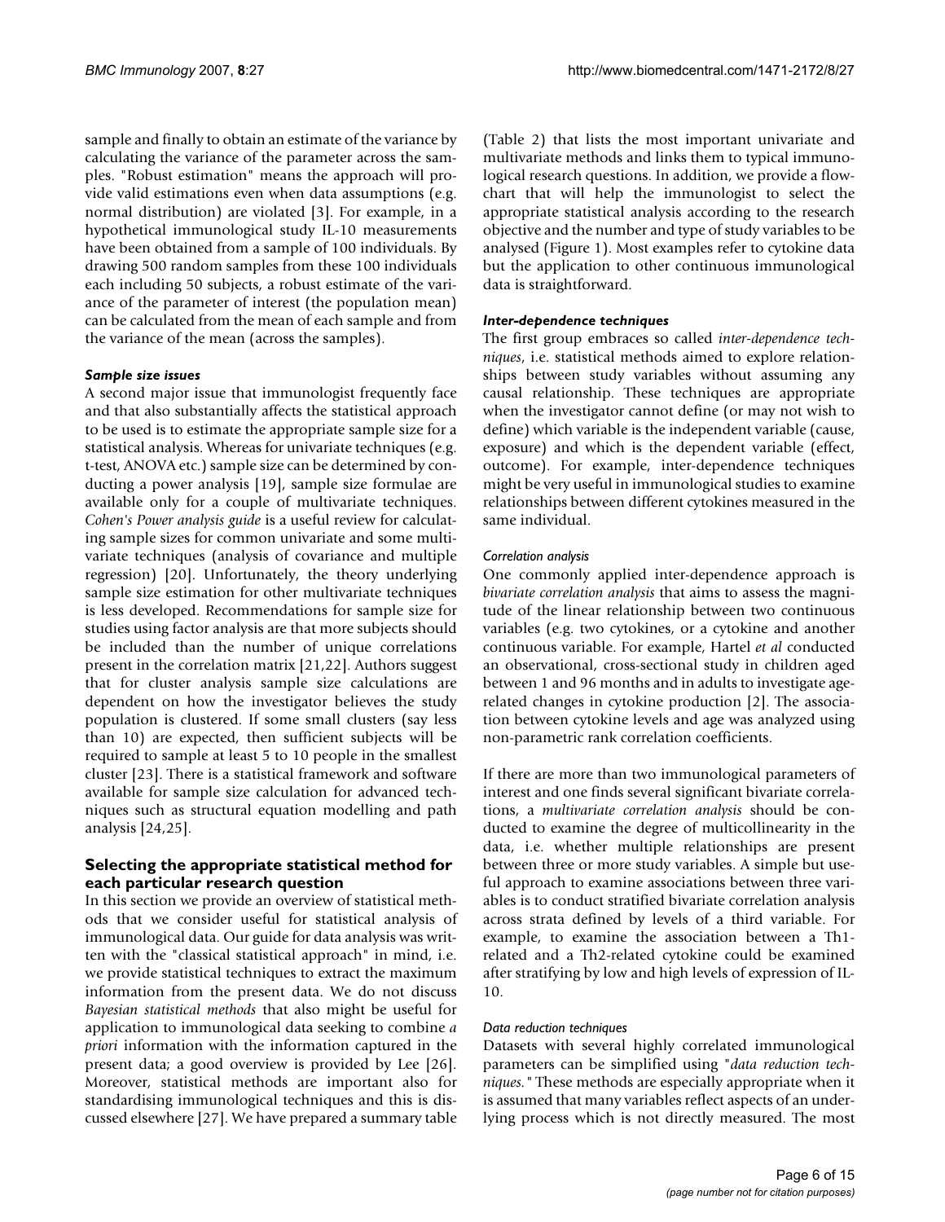sample and finally to obtain an estimate of the variance by calculating the variance of the parameter across the samples. "Robust estimation" means the approach will provide valid estimations even when data assumptions (e.g. normal distribution) are violated [3]. For example, in a hypothetical immunological study IL-10 measurements have been obtained from a sample of 100 individuals. By drawing 500 random samples from these 100 individuals each including 50 subjects, a robust estimate of the variance of the parameter of interest (the population mean) can be calculated from the mean of each sample and from the variance of the mean (across the samples).

### *Sample size issues*

A second major issue that immunologist frequently face and that also substantially affects the statistical approach to be used is to estimate the appropriate sample size for a statistical analysis. Whereas for univariate techniques (e.g. t-test, ANOVA etc.) sample size can be determined by conducting a power analysis [19], sample size formulae are available only for a couple of multivariate techniques. *Cohen's Power analysis guide* is a useful review for calculating sample sizes for common univariate and some multivariate techniques (analysis of covariance and multiple regression) [20]. Unfortunately, the theory underlying sample size estimation for other multivariate techniques is less developed. Recommendations for sample size for studies using factor analysis are that more subjects should be included than the number of unique correlations present in the correlation matrix [21,22]. Authors suggest that for cluster analysis sample size calculations are dependent on how the investigator believes the study population is clustered. If some small clusters (say less than 10) are expected, then sufficient subjects will be required to sample at least 5 to 10 people in the smallest cluster [23]. There is a statistical framework and software available for sample size calculation for advanced techniques such as structural equation modelling and path analysis [24,25].

## Selecting the appropriate statistical method for each particular research question

In this section we provide an overview of statistical methods that we consider useful for statistical analysis of immunological data. Our guide for data analysis was written with the "classical statistical approach" in mind, i.e. we provide statistical techniques to extract the maximum information from the present data. We do not discuss *Bayesian statistical methods* that also might be useful for application to immunological data seeking to combine *a priori* information with the information captured in the present data; a good overview is provided by Lee [26]. Moreover, statistical methods are important also for standardising immunological techniques and this is discussed elsewhere [27]. We have prepared a summary table (Table 2) that lists the most important univariate and multivariate methods and links them to typical immunological research questions. In addition, we provide a flowchart that will help the immunologist to select the appropriate statistical analysis according to the research objective and the number and type of study variables to be analysed (Figure 1). Most examples refer to cytokine data but the application to other continuous immunological data is straightforward.

### *Inter-dependence techniques*

The first group embraces so called *inter-dependence techniques*, i.e. statistical methods aimed to explore relationships between study variables without assuming any causal relationship. These techniques are appropriate when the investigator cannot define (or may not wish to define) which variable is the independent variable (cause, exposure) and which is the dependent variable (effect, outcome). For example, inter-dependence techniques might be very useful in immunological studies to examine relationships between different cytokines measured in the same individual.

#### *Correlation analysis*

One commonly applied inter-dependence approach is *bivariate correlation analysis* that aims to assess the magnitude of the linear relationship between two continuous variables (e.g. two cytokines, or a cytokine and another continuous variable. For example, Hartel *et al* conducted an observational, cross-sectional study in children aged between 1 and 96 months and in adults to investigate age-related changes in cytokine production [2]. The association between cytokine levels and age was analyzed using non-parametric rank correlation coefficients.

If there are more than two immunological parameters of interest and one finds several significant bivariate correlations, a *multivariate correlation analysis* should be conducted to examine the degree of multicollinearity in the data, i.e. whether multiple relationships are present between three or more study variables. A simple but useful approach to examine associations between three variables is to conduct stratified bivariate correlation analysis across strata defined by levels of a third variable. For example, to examine the association between a Th1-related and a Th2-related cytokine could be examined after stratifying by low and high levels of expression of IL-10.

#### *Data reduction techniques*

Datasets with several highly correlated immunological parameters can be simplified using "*data reduction techniques.*" These methods are especially appropriate when it is assumed that many variables reflect aspects of an underlying process which is not directly measured. The most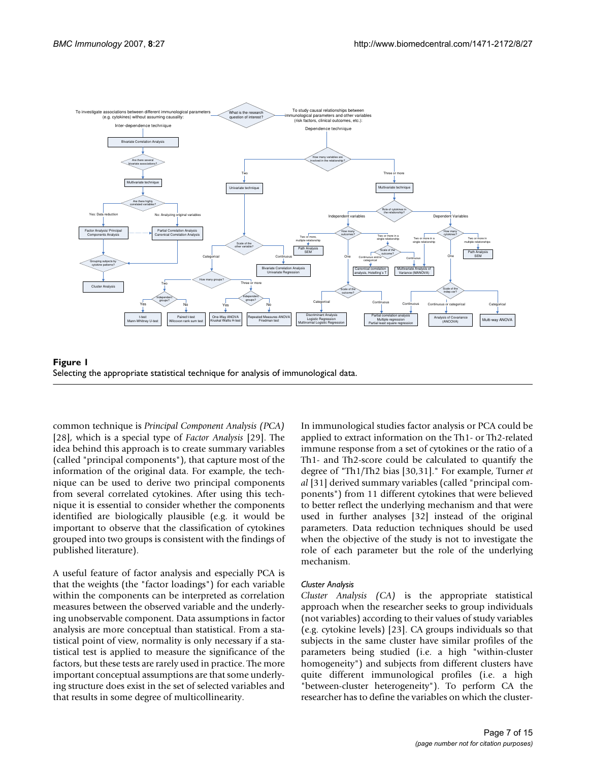**Figure 1**
Selecting the appropriate statistical technique for analysis of immunological data.

common technique is *Principal Component Analysis (PCA)* [28], which is a special type of *Factor Analysis* [29]. The idea behind this approach is to create summary variables (called "principal components"), that capture most of the information of the original data. For example, the technique can be used to derive two principal components from several correlated cytokines. After using this technique it is essential to consider whether the components identified are biologically plausible (e.g. it would be important to observe that the classification of cytokines grouped into two groups is consistent with the findings of published literature).

A useful feature of factor analysis and especially PCA is that the weights (the "factor loadings") for each variable within the components can be interpreted as correlation measures between the observed variable and the underlying unobservable component. Data assumptions in factor analysis are more conceptual than statistical. From a statistical point of view, normality is only necessary if a statistical test is applied to measure the significance of the factors, but these tests are rarely used in practice. The more important conceptual assumptions are that some underlying structure does exist in the set of selected variables and that results in some degree of multicollinearity.

In immunological studies factor analysis or PCA could be applied to extract information on the Th1- or Th2-related immune response from a set of cytokines or the ratio of a Th1- and Th2-score could be calculated to quantify the degree of "Th1/Th2 bias [30,31]." For example, Turner *et al* [31] derived summary variables (called "principal components") from 11 different cytokines that were believed to better reflect the underlying mechanism and that were used in further analyses [32] instead of the original parameters. Data reduction techniques should be used when the objective of the study is not to investigate the role of each parameter but the role of the underlying mechanism.

### *Cluster Analysis*

*Cluster Analysis (CA)* is the appropriate statistical approach when the researcher seeks to group individuals (not variables) according to their values of study variables (e.g. cytokine levels) [23]. CA groups individuals so that subjects in the same cluster have similar profiles of the parameters being studied (i.e. a high "within-cluster homogeneity") and subjects from different clusters have quite different immunological profiles (i.e. a high "between-cluster heterogeneity"). To perform CA the researcher has to define the variables on which the cluster-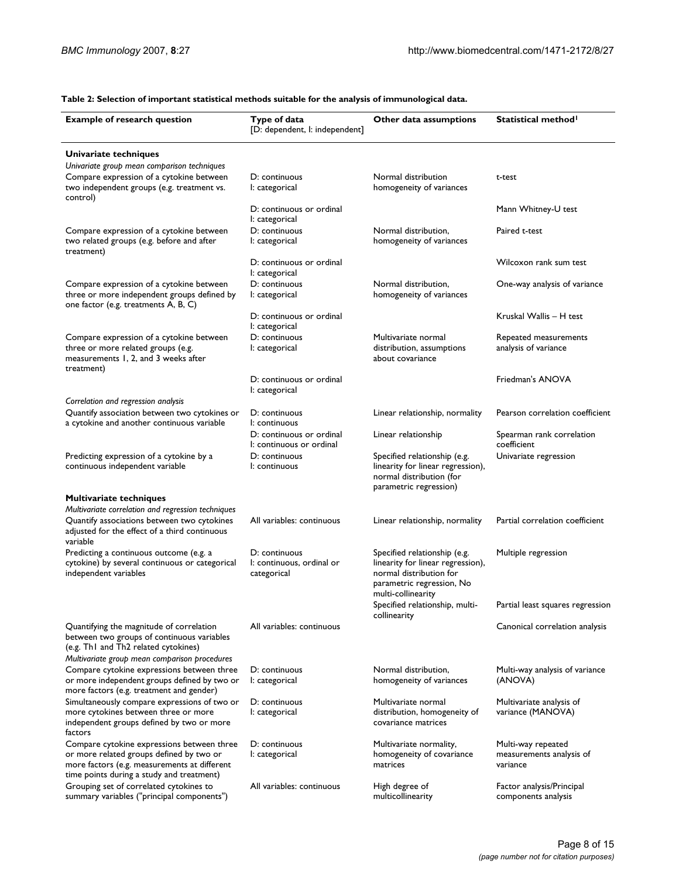**Table 2: Selection of important statistical methods suitable for the analysis of immunological data.**

| Example of research question | Type of data [D: dependent, I: independent] | Other data assumptions | Statistical method[1] |
|---|---|---|---|
| **Univariate techniques** | | | |
| *Univariate group mean comparison techniques* | | | |
| Compare expression of a cytokine between two independent groups (e.g. treatment vs. control) | D: continuous I: categorical | Normal distribution homogeneity of variances | t-test |
| | D: continuous or ordinal I: categorical | | Mann Whitney-U test |
| Compare expression of a cytokine between two related groups (e.g. before and after treatment) | D: continuous I: categorical | Normal distribution, homogeneity of variances | Paired t-test |
| | D: continuous or ordinal I: categorical | | Wilcoxon rank sum test |
| Compare expression of a cytokine between three or more independent groups defined by one factor (e.g. treatments A, B, C) | D: continuous I: categorical | Normal distribution, homogeneity of variances | One-way analysis of variance |
| | D: continuous or ordinal I: categorical | | Kruskal Wallis – H test |
| Compare expression of a cytokine between three or more related groups (e.g. measurements 1, 2, and 3 weeks after treatment) | D: continuous I: categorical | Multivariate normal distribution, assumptions about covariance | Repeated measurements analysis of variance |
| | D: continuous or ordinal I: categorical | | Friedman's ANOVA |
| *Correlation and regression analysis* | | | |
| Quantify association between two cytokines or a cytokine and another continuous variable | D: continuous I: continuous | Linear relationship, normality | Pearson correlation coefficient |
| | D: continuous or ordinal I: continuous or ordinal | Linear relationship | Spearman rank correlation coefficient |
| Predicting expression of a cytokine by a continuous independent variable | D: continuous I: continuous | Specified relationship (e.g. linearity for linear regression), normal distribution (for parametric regression) | Univariate regression |
| **Multivariate techniques** | | | |
| *Multivariate correlation and regression techniques* | | | |
| Quantify associations between two cytokines adjusted for the effect of a third continuous variable | All variables: continuous | Linear relationship, normality | Partial correlation coefficient |
| Predicting a continuous outcome (e.g. a cytokine) by several continuous or categorical independent variables | D: continuous I: continuous, ordinal or categorical | Specified relationship (e.g. linearity for linear regression), normal distribution for parametric regression, No multi-collinearity | Multiple regression |
| | | Specified relationship, multi-collinearity | Partial least squares regression |
| Quantifying the magnitude of correlation between two groups of continuous variables (e.g. Th1 and Th2 related cytokines) | All variables: continuous | | Canonical correlation analysis |
| *Multivariate group mean comparison procedures* | | | |
| Compare cytokine expressions between three or more independent groups defined by two or more factors (e.g. treatment and gender) | D: continuous I: categorical | Normal distribution, homogeneity of variances | Multi-way analysis of variance (ANOVA) |
| Simultaneously compare expressions of two or more cytokines between three or more independent groups defined by two or more factors | D: continuous I: categorical | Multivariate normal distribution, homogeneity of covariance matrices | Multivariate analysis of variance (MANOVA) |
| Compare cytokine expressions between three or more related groups defined by two or more factors (e.g. measurements at different time points during a study and treatment) | D: continuous I: categorical | Multivariate normality, homogeneity of covariance matrices | Multi-way repeated measurements analysis of variance |
| Grouping set of correlated cytokines to summary variables ("principal components") | All variables: continuous | High degree of multicollinearity | Factor analysis/Principal components analysis |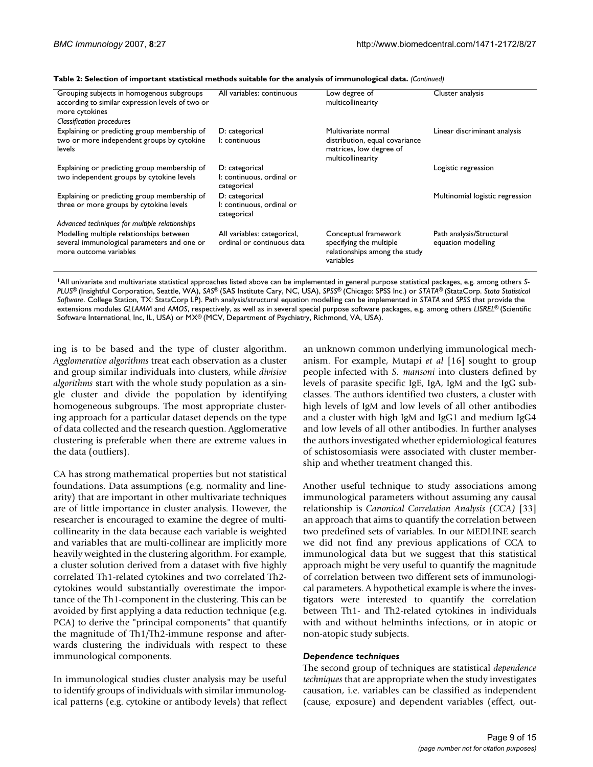**Table 2: Selection of important statistical methods suitable for the analysis of immunological data.** *(Continued)*

| | | | |
|---|---|---|---|
| Grouping subjects in homogenous subgroups according to similar expression levels of two or more cytokines | All variables: continuous | Low degree of multicollinearity | Cluster analysis |
| *Classification procedures* | | | |
| Explaining or predicting group membership of two or more independent groups by cytokine levels | D: categorical I: continuous | Multivariate normal distribution, equal covariance matrices, low degree of multicollinearity | Linear discriminant analysis |
| Explaining or predicting group membership of two independent groups by cytokine levels | D: categorical I: continuous, ordinal or categorical | | Logistic regression |
| Explaining or predicting group membership of three or more groups by cytokine levels | D: categorical I: continuous, ordinal or categorical | | Multinomial logistic regression |
| *Advanced techniques for multiple relationships* | | | |
| Modelling multiple relationships between several immunological parameters and one or more outcome variables | All variables: categorical, ordinal or continuous data | Conceptual framework specifying the multiple relationships among the study variables | Path analysis/Structural equation modelling |

[1]All univariate and multivariate statistical approaches listed above can be implemented in general purpose statistical packages, e.g. among others *S-PLUS*® (Insightful Corporation, Seattle, WA), *SAS*® (SAS Institute Cary, NC, USA), *SPSS*® (Chicago: SPSS Inc.) or *STATA*® (StataCorp. *Stata Statistical Software*. College Station, TX: StataCorp LP). Path analysis/structural equation modelling can be implemented in *STATA* and *SPSS* that provide the extensions modules *GLLAMM* and *AMOS*, respectively, as well as in several special purpose software packages, e.g. among others *LISREL*® (Scientific Software International, Inc, IL, USA) or MX® (MCV, Department of Psychiatry, Richmond, VA, USA).

ing is to be based and the type of cluster algorithm. *Agglomerative algorithms* treat each observation as a cluster and group similar individuals into clusters, while *divisive algorithms* start with the whole study population as a single cluster and divide the population by identifying homogeneous subgroups. The most appropriate clustering approach for a particular dataset depends on the type of data collected and the research question. Agglomerative clustering is preferable when there are extreme values in the data (outliers).

CA has strong mathematical properties but not statistical foundations. Data assumptions (e.g. normality and linearity) that are important in other multivariate techniques are of little importance in cluster analysis. However, the researcher is encouraged to examine the degree of multicollinearity in the data because each variable is weighted and variables that are multi-collinear are implicitly more heavily weighted in the clustering algorithm. For example, a cluster solution derived from a dataset with five highly correlated Th1-related cytokines and two correlated Th2-cytokines would substantially overestimate the importance of the Th1-component in the clustering. This can be avoided by first applying a data reduction technique (e.g. PCA) to derive the "principal components" that quantify the magnitude of Th1/Th2-immune response and afterwards clustering the individuals with respect to these immunological components.

In immunological studies cluster analysis may be useful to identify groups of individuals with similar immunological patterns (e.g. cytokine or antibody levels) that reflect an unknown common underlying immunological mechanism. For example, Mutapi *et al* [16] sought to group people infected with *S. mansoni* into clusters defined by levels of parasite specific IgE, IgA, IgM and the IgG subclasses. The authors identified two clusters, a cluster with high levels of IgM and low levels of all other antibodies and a cluster with high IgM and IgG1 and medium IgG4 and low levels of all other antibodies. In further analyses the authors investigated whether epidemiological features of schistosomiasis were associated with cluster membership and whether treatment changed this.

Another useful technique to study associations among immunological parameters without assuming any causal relationship is *Canonical Correlation Analysis (CCA)* [33] an approach that aims to quantify the correlation between two predefined sets of variables. In our MEDLINE search we did not find any previous applications of CCA to immunological data but we suggest that this statistical approach might be very useful to quantify the magnitude of correlation between two different sets of immunological parameters. A hypothetical example is where the investigators were interested to quantify the correlation between Th1- and Th2-related cytokines in individuals with and without helminths infections, or in atopic or non-atopic study subjects.

### *Dependence techniques*

The second group of techniques are statistical *dependence techniques* that are appropriate when the study investigates causation, i.e. variables can be classified as independent (cause, exposure) and dependent variables (effect, out-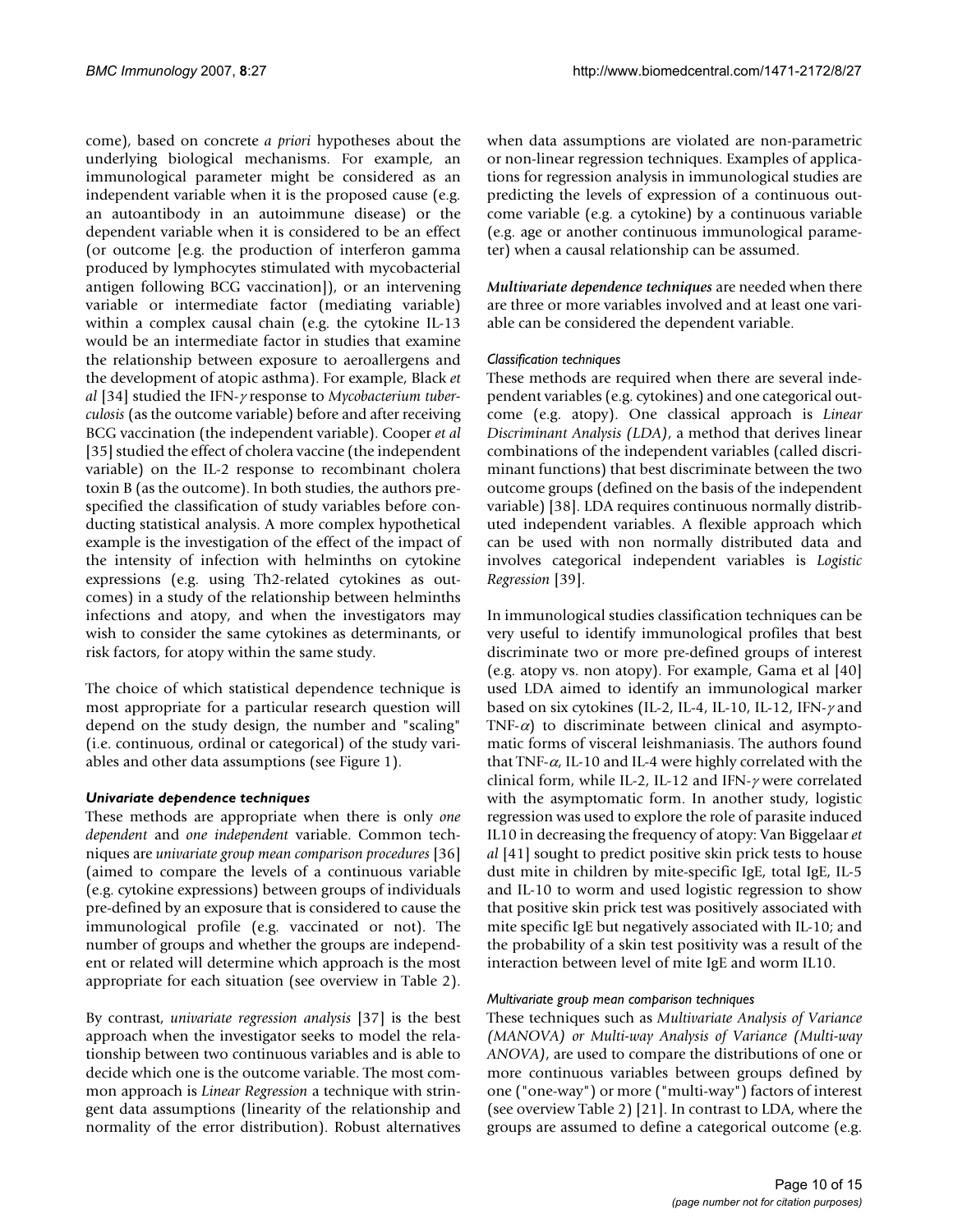come), based on concrete *a priori* hypotheses about the underlying biological mechanisms. For example, an immunological parameter might be considered as an independent variable when it is the proposed cause (e.g. an autoantibody in an autoimmune disease) or the dependent variable when it is considered to be an effect (or outcome [e.g. the production of interferon gamma produced by lymphocytes stimulated with mycobacterial antigen following BCG vaccination]), or an intervening variable or intermediate factor (mediating variable) within a complex causal chain (e.g. the cytokine IL-13 would be an intermediate factor in studies that examine the relationship between exposure to aeroallergens and the development of atopic asthma). For example, Black *et al* [34] studied the IFN-$\gamma$ response to *Mycobacterium tuberculosis* (as the outcome variable) before and after receiving BCG vaccination (the independent variable). Cooper *et al* [35] studied the effect of cholera vaccine (the independent variable) on the IL-2 response to recombinant cholera toxin B (as the outcome). In both studies, the authors prespecified the classification of study variables before conducting statistical analysis. A more complex hypothetical example is the investigation of the effect of the impact of the intensity of infection with helminths on cytokine expressions (e.g. using Th2-related cytokines as outcomes) in a study of the relationship between helminths infections and atopy, and when the investigators may wish to consider the same cytokines as determinants, or risk factors, for atopy within the same study.

The choice of which statistical dependence technique is most appropriate for a particular research question will depend on the study design, the number and "scaling" (i.e. continuous, ordinal or categorical) of the study variables and other data assumptions (see Figure 1).

#### *Univariate dependence techniques*

These methods are appropriate when there is only *one dependent* and *one independent* variable. Common techniques are *univariate group mean comparison procedures* [36] (aimed to compare the levels of a continuous variable (e.g. cytokine expressions) between groups of individuals pre-defined by an exposure that is considered to cause the immunological profile (e.g. vaccinated or not). The number of groups and whether the groups are independent or related will determine which approach is the most appropriate for each situation (see overview in Table 2).

By contrast, *univariate regression analysis* [37] is the best approach when the investigator seeks to model the relationship between two continuous variables and is able to decide which one is the outcome variable. The most common approach is *Linear Regression* a technique with stringent data assumptions (linearity of the relationship and normality of the error distribution). Robust alternatives when data assumptions are violated are non-parametric or non-linear regression techniques. Examples of applications for regression analysis in immunological studies are predicting the levels of expression of a continuous outcome variable (e.g. a cytokine) by a continuous variable (e.g. age or another continuous immunological parameter) when a causal relationship can be assumed.

***Multivariate dependence techniques*** are needed when there are three or more variables involved and at least one variable can be considered the dependent variable.

##### *Classification techniques*

These methods are required when there are several independent variables (e.g. cytokines) and one categorical outcome (e.g. atopy). One classical approach is *Linear Discriminant Analysis (LDA)*, a method that derives linear combinations of the independent variables (called discriminant functions) that best discriminate between the two outcome groups (defined on the basis of the independent variable) [38]. LDA requires continuous normally distributed independent variables. A flexible approach which can be used with non normally distributed data and involves categorical independent variables is *Logistic Regression* [39].

In immunological studies classification techniques can be very useful to identify immunological profiles that best discriminate two or more pre-defined groups of interest (e.g. atopy vs. non atopy). For example, Gama et al [40] used LDA aimed to identify an immunological marker based on six cytokines (IL-2, IL-4, IL-10, IL-12, IFN-$\gamma$ and TNF-$\alpha$) to discriminate between clinical and asymptomatic forms of visceral leishmaniasis. The authors found that TNF-$\alpha$, IL-10 and IL-4 were highly correlated with the clinical form, while IL-2, IL-12 and IFN-$\gamma$ were correlated with the asymptomatic form. In another study, logistic regression was used to explore the role of parasite induced IL10 in decreasing the frequency of atopy: Van Biggelaar *et al* [41] sought to predict positive skin prick tests to house dust mite in children by mite-specific IgE, total IgE, IL-5 and IL-10 to worm and used logistic regression to show that positive skin prick test was positively associated with mite specific IgE but negatively associated with IL-10; and the probability of a skin test positivity was a result of the interaction between level of mite IgE and worm IL10.

##### *Multivariate group mean comparison techniques*

These techniques such as *Multivariate Analysis of Variance (MANOVA) or Multi-way Analysis of Variance (Multi-way ANOVA)*, are used to compare the distributions of one or more continuous variables between groups defined by one ("one-way") or more ("multi-way") factors of interest (see overview Table 2) [21]. In contrast to LDA, where the groups are assumed to define a categorical outcome (e.g.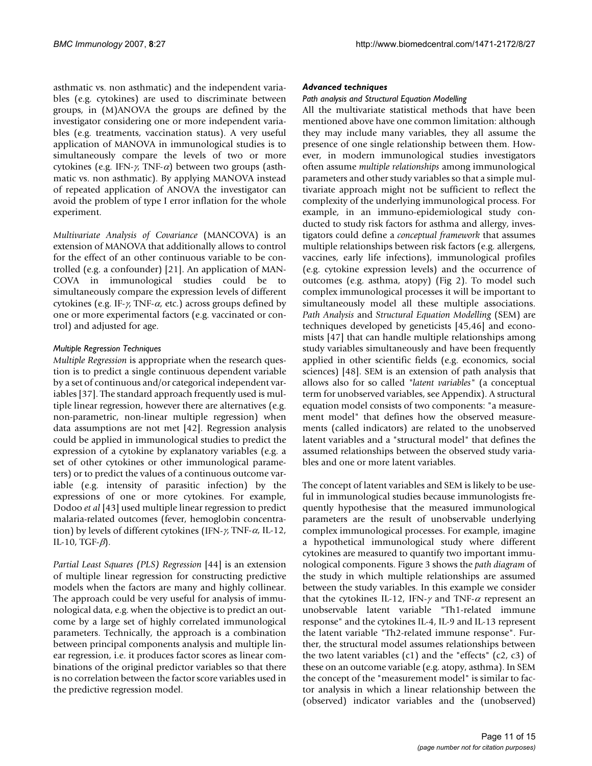asthmatic vs. non asthmatic) and the independent variables (e.g. cytokines) are used to discriminate between groups, in (M)ANOVA the groups are defined by the investigator considering one or more independent variables (e.g. treatments, vaccination status). A very useful application of MANOVA in immunological studies is to simultaneously compare the levels of two or more cytokines (e.g. IFN-$\gamma$, TNF-$\alpha$) between two groups (asthmatic vs. non asthmatic). By applying MANOVA instead of repeated application of ANOVA the investigator can avoid the problem of type I error inflation for the whole experiment.

*Multivariate Analysis of Covariance* (MANCOVA) is an extension of MANOVA that additionally allows to control for the effect of an other continuous variable to be controlled (e.g. a confounder) [21]. An application of MANCOVA in immunological studies could be to simultaneously compare the expression levels of different cytokines (e.g. IF-$\gamma$, TNF-$\alpha$, etc.) across groups defined by one or more experimental factors (e.g. vaccinated or control) and adjusted for age.

#### *Multiple Regression Techniques*

*Multiple Regression* is appropriate when the research question is to predict a single continuous dependent variable by a set of continuous and/or categorical independent variables [37]. The standard approach frequently used is multiple linear regression, however there are alternatives (e.g. non-parametric, non-linear multiple regression) when data assumptions are not met [42]. Regression analysis could be applied in immunological studies to predict the expression of a cytokine by explanatory variables (e.g. a set of other cytokines or other immunological parameters) or to predict the values of a continuous outcome variable (e.g. intensity of parasitic infection) by the expressions of one or more cytokines. For example, Dodoo *et al* [43] used multiple linear regression to predict malaria-related outcomes (fever, hemoglobin concentration) by levels of different cytokines (IFN-$\gamma$, TNF-$\alpha$, IL-12, IL-10, TGF-$\beta$).

*Partial Least Squares (PLS) Regression* [44] is an extension of multiple linear regression for constructing predictive models when the factors are many and highly collinear. The approach could be very useful for analysis of immunological data, e.g. when the objective is to predict an outcome by a large set of highly correlated immunological parameters. Technically, the approach is a combination between principal components analysis and multiple linear regression, i.e. it produces factor scores as linear combinations of the original predictor variables so that there is no correlation between the factor score variables used in the predictive regression model.

### *Advanced techniques*

#### *Path analysis and Structural Equation Modelling*

All the multivariate statistical methods that have been mentioned above have one common limitation: although they may include many variables, they all assume the presence of one single relationship between them. However, in modern immunological studies investigators often assume *multiple relationships* among immunological parameters and other study variables so that a simple multivariate approach might not be sufficient to reflect the complexity of the underlying immunological process. For example, in an immuno-epidemiological study conducted to study risk factors for asthma and allergy, investigators could define a *conceptual framework* that assumes multiple relationships between risk factors (e.g. allergens, vaccines, early life infections), immunological profiles (e.g. cytokine expression levels) and the occurrence of outcomes (e.g. asthma, atopy) (Fig 2). To model such complex immunological processes it will be important to simultaneously model all these multiple associations. *Path Analysis* and *Structural Equation Modelling* (SEM) are techniques developed by geneticists [45,46] and economists [47] that can handle multiple relationships among study variables simultaneously and have been frequently applied in other scientific fields (e.g. economics, social sciences) [48]. SEM is an extension of path analysis that allows also for so called "*latent variables*" (a conceptual term for unobserved variables, see Appendix). A structural equation model consists of two components: "a measurement model" that defines how the observed measurements (called indicators) are related to the unobserved latent variables and a "structural model" that defines the assumed relationships between the observed study variables and one or more latent variables.

The concept of latent variables and SEM is likely to be useful in immunological studies because immunologists frequently hypothesise that the measured immunological parameters are the result of unobservable underlying complex immunological processes. For example, imagine a hypothetical immunological study where different cytokines are measured to quantify two important immunological components. Figure 3 shows the *path diagram* of the study in which multiple relationships are assumed between the study variables. In this example we consider that the cytokines IL-12, IFN-$\gamma$ and TNF-$\alpha$ represent an unobservable latent variable "Th1-related immune response" and the cytokines IL-4, IL-9 and IL-13 represent the latent variable "Th2-related immune response". Further, the structural model assumes relationships between the two latent variables (c1) and the "effects" (c2, c3) of these on an outcome variable (e.g. atopy, asthma). In SEM the concept of the "measurement model" is similar to factor analysis in which a linear relationship between the (observed) indicator variables and the (unobserved)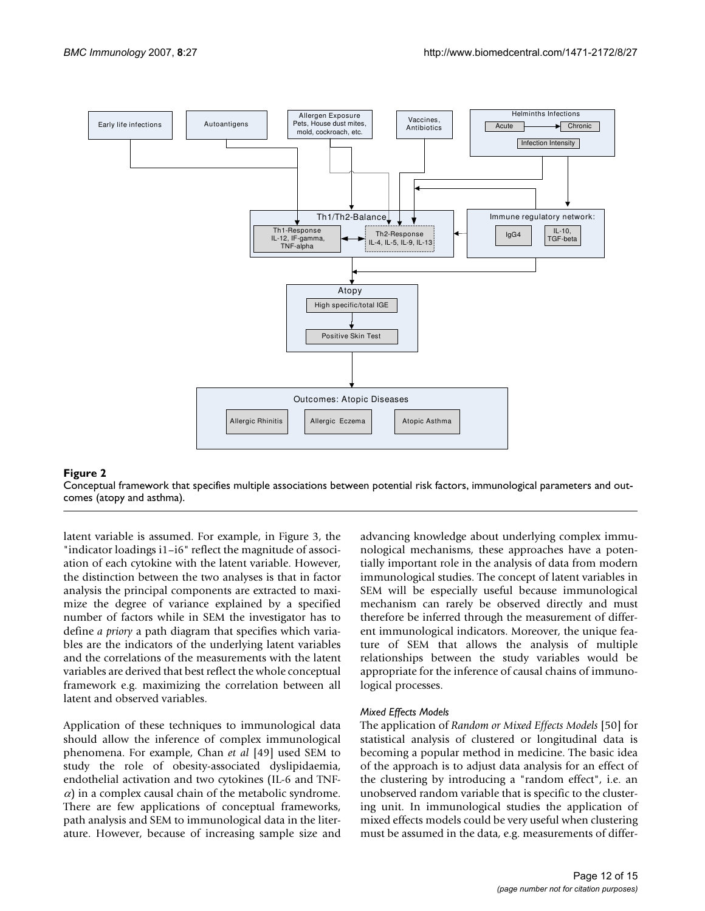**Figure 2**

Conceptual framework that specifies multiple associations between potential risk factors, immunological parameters and outcomes (atopy and asthma).

latent variable is assumed. For example, in Figure 3, the "indicator loadings i1–i6" reflect the magnitude of association of each cytokine with the latent variable. However, the distinction between the two analyses is that in factor analysis the principal components are extracted to maximize the degree of variance explained by a specified number of factors while in SEM the investigator has to define *a priory* a path diagram that specifies which variables are the indicators of the underlying latent variables and the correlations of the measurements with the latent variables are derived that best reflect the whole conceptual framework e.g. maximizing the correlation between all latent and observed variables.

Application of these techniques to immunological data should allow the inference of complex immunological phenomena. For example, Chan *et al* [49] used SEM to study the role of obesity-associated dyslipidaemia, endothelial activation and two cytokines (IL-6 and TNF-$\alpha$) in a complex causal chain of the metabolic syndrome. There are few applications of conceptual frameworks, path analysis and SEM to immunological data in the literature. However, because of increasing sample size and advancing knowledge about underlying complex immunological mechanisms, these approaches have a potentially important role in the analysis of data from modern immunological studies. The concept of latent variables in SEM will be especially useful because immunological mechanism can rarely be observed directly and must therefore be inferred through the measurement of different immunological indicators. Moreover, the unique feature of SEM that allows the analysis of multiple relationships between the study variables would be appropriate for the inference of causal chains of immunological processes.

### *Mixed Effects Models*

The application of *Random or Mixed Effects Models* [50] for statistical analysis of clustered or longitudinal data is becoming a popular method in medicine. The basic idea of the approach is to adjust data analysis for an effect of the clustering by introducing a "random effect", i.e. an unobserved random variable that is specific to the clustering unit. In immunological studies the application of mixed effects models could be very useful when clustering must be assumed in the data, e.g. measurements of differ-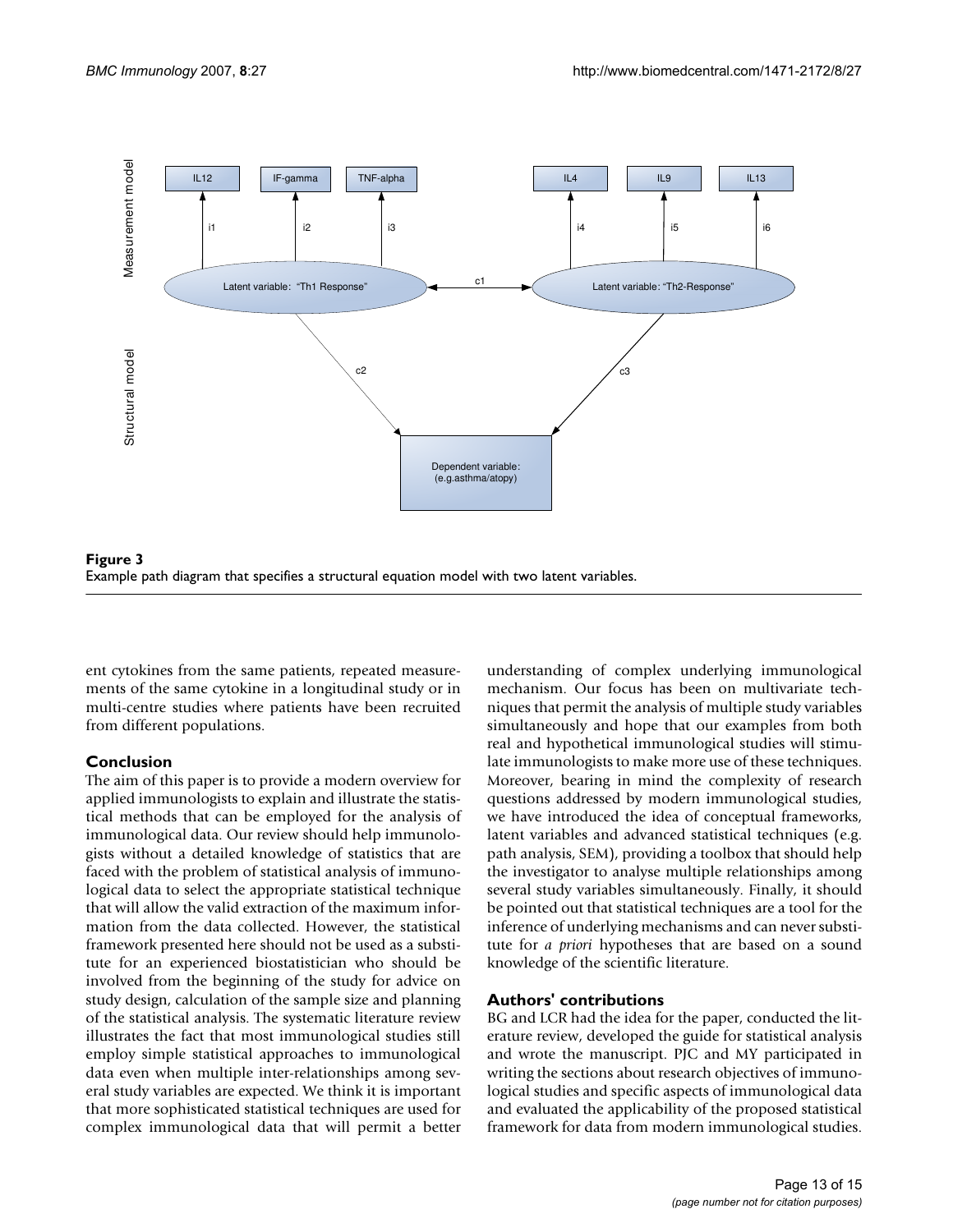**Figure 3**
Example path diagram that specifies a structural equation model with two latent variables.

ent cytokines from the same patients, repeated measurements of the same cytokine in a longitudinal study or in multi-centre studies where patients have been recruited from different populations.

## Conclusion

The aim of this paper is to provide a modern overview for applied immunologists to explain and illustrate the statistical methods that can be employed for the analysis of immunological data. Our review should help immunologists without a detailed knowledge of statistics that are faced with the problem of statistical analysis of immunological data to select the appropriate statistical technique that will allow the valid extraction of the maximum information from the data collected. However, the statistical framework presented here should not be used as a substitute for an experienced biostatistician who should be involved from the beginning of the study for advice on study design, calculation of the sample size and planning of the statistical analysis. The systematic literature review illustrates the fact that most immunological studies still employ simple statistical approaches to immunological data even when multiple inter-relationships among several study variables are expected. We think it is important that more sophisticated statistical techniques are used for complex immunological data that will permit a better understanding of complex underlying immunological mechanism. Our focus has been on multivariate techniques that permit the analysis of multiple study variables simultaneously and hope that our examples from both real and hypothetical immunological studies will stimulate immunologists to make more use of these techniques. Moreover, bearing in mind the complexity of research questions addressed by modern immunological studies, we have introduced the idea of conceptual frameworks, latent variables and advanced statistical techniques (e.g. path analysis, SEM), providing a toolbox that should help the investigator to analyse multiple relationships among several study variables simultaneously. Finally, it should be pointed out that statistical techniques are a tool for the inference of underlying mechanisms and can never substitute for *a priori* hypotheses that are based on a sound knowledge of the scientific literature.

## Authors' contributions

BG and LCR had the idea for the paper, conducted the literature review, developed the guide for statistical analysis and wrote the manuscript. PJC and MY participated in writing the sections about research objectives of immunological studies and specific aspects of immunological data and evaluated the applicability of the proposed statistical framework for data from modern immunological studies.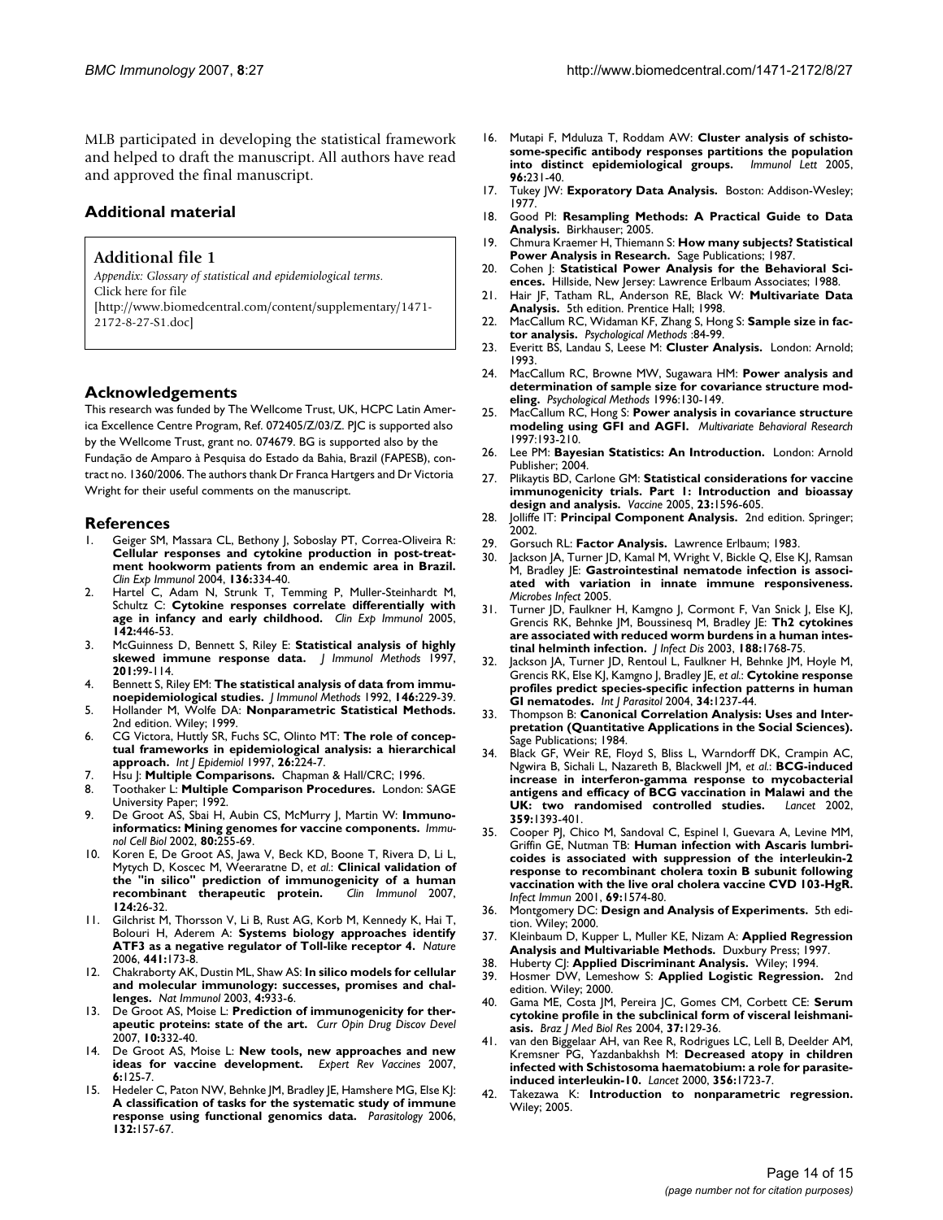MLB participated in developing the statistical framework and helped to draft the manuscript. All authors have read and approved the final manuscript.

## Additional material

**Additional file 1**

*Appendix: Glossary of statistical and epidemiological terms.*
Click here for file
[http://www.biomedcentral.com/content/supplementary/1471-2172-8-27-S1.doc]

## Acknowledgements

This research was funded by The Wellcome Trust, UK, HCPC Latin America Excellence Centre Program, Ref. 072405/Z/03/Z. PJC is supported also by the Wellcome Trust, grant no. 074679. BG is supported also by the Fundação de Amparo à Pesquisa do Estado da Bahia, Brazil (FAPESB), contract no. 1360/2006. The authors thank Dr Franca Hartgers and Dr Victoria Wright for their useful comments on the manuscript.

## References

1. Geiger SM, Massara CL, Bethony J, Soboslay PT, Correa-Oliveira R: **Cellular responses and cytokine production in post-treatment hookworm patients from an endemic area in Brazil.** *Clin Exp Immunol* 2004, **136:**334-40.
2. Hartel C, Adam N, Strunk T, Temming P, Muller-Steinhardt M, Schultz C: **Cytokine responses correlate differentially with age in infancy and early childhood.** *Clin Exp Immunol* 2005, **142:**446-53.
3. McGuinness D, Bennett S, Riley E: **Statistical analysis of highly skewed immune response data.** *J Immunol Methods* 1997, **201:**99-114.
4. Bennett S, Riley EM: **The statistical analysis of data from immunoepidemiological studies.** *J Immunol Methods* 1992, **146:**229-39.
5. Hollander M, Wolfe DA: **Nonparametric Statistical Methods.** 2nd edition. Wiley; 1999.
6. CG Victora, Huttly SR, Fuchs SC, Olinto MT: **The role of conceptual frameworks in epidemiological analysis: a hierarchical approach.** *Int J Epidemiol* 1997, **26:**224-7.
7. Hsu J: **Multiple Comparisons.** Chapman & Hall/CRC; 1996.
8. Toothaker L: **Multiple Comparison Procedures.** London: SAGE University Paper; 1992.
9. De Groot AS, Sbai H, Aubin CS, McMurry J, Martin W: **Immuno-informatics: Mining genomes for vaccine components.** *Immunol Cell Biol* 2002, **80:**255-69.
10. Koren E, De Groot AS, Jawa V, Beck KD, Boone T, Rivera D, Li L, Mytych D, Koscec M, Weeraratne D, *et al.*: **Clinical validation of the "in silico" prediction of immunogenicity of a human recombinant therapeutic protein.** *Clin Immunol* 2007, **124:**26-32.
11. Gilchrist M, Thorsson V, Li B, Rust AG, Korb M, Kennedy K, Hai T, Bolouri H, Aderem A: **Systems biology approaches identify ATF3 as a negative regulator of Toll-like receptor 4.** *Nature* 2006, **441:**173-8.
12. Chakraborty AK, Dustin ML, Shaw AS: **In silico models for cellular and molecular immunology: successes, promises and challenges.** *Nat Immunol* 2003, **4:**933-6.
13. De Groot AS, Moise L: **Prediction of immunogenicity for therapeutic proteins: state of the art.** *Curr Opin Drug Discov Devel* 2007, **10:**332-40.
14. De Groot AS, Moise L: **New tools, new approaches and new ideas for vaccine development.** *Expert Rev Vaccines* 2007, **6:**125-7.
15. Hedeler C, Paton NW, Behnke JM, Bradley JE, Hamshere MG, Else KJ: **A classification of tasks for the systematic study of immune response using functional genomics data.** *Parasitology* 2006, **132:**157-67.
16. Mutapi F, Mduluza T, Roddam AW: **Cluster analysis of schistosome-specific antibody responses partitions the population into distinct epidemiological groups.** *Immunol Lett* 2005, **96:**231-40.
17. Tukey JW: **Exporatory Data Analysis.** Boston: Addison-Wesley; 1977.
18. Good PI: **Resampling Methods: A Practical Guide to Data Analysis.** Birkhauser; 2005.
19. Chmura Kraemer H, Thiemann S: **How many subjects? Statistical Power Analysis in Research.** Sage Publications; 1987.
20. Cohen J: **Statistical Power Analysis for the Behavioral Sciences.** Hillside, New Jersey: Lawrence Erlbaum Associates; 1988.
21. Hair JF, Tatham RL, Anderson RE, Black W: **Multivariate Data Analysis.** 5th edition. Prentice Hall; 1998.
22. MacCallum RC, Widaman KF, Zhang S, Hong S: **Sample size in factor analysis.** *Psychological Methods* :84-99.
23. Everitt BS, Landau S, Leese M: **Cluster Analysis.** London: Arnold; 1993.
24. MacCallum RC, Browne MW, Sugawara HM: **Power analysis and determination of sample size for covariance structure modeling.** *Psychological Methods* 1996:130-149.
25. MacCallum RC, Hong S: **Power analysis in covariance structure modeling using GFI and AGFI.** *Multivariate Behavioral Research* 1997:193-210.
26. Lee PM: **Bayesian Statistics: An Introduction.** London: Arnold Publisher; 2004.
27. Plikaytis BD, Carlone GM: **Statistical considerations for vaccine immunogenicity trials. Part 1: Introduction and bioassay design and analysis.** *Vaccine* 2005, **23:**1596-605.
28. Jolliffe IT: **Principal Component Analysis.** 2nd edition. Springer; 2002.
29. Gorsuch RL: **Factor Analysis.** Lawrence Erlbaum; 1983.
30. Jackson JA, Turner JD, Kamal M, Wright V, Bickle Q, Else KJ, Ramsan M, Bradley JE: **Gastrointestinal nematode infection is associated with variation in innate immune responsiveness.** *Microbes Infect* 2005.
31. Turner JD, Faulkner H, Kamgno J, Cormont F, Van Snick J, Else KJ, Grencis RK, Behnke JM, Boussinesq M, Bradley JE: **Th2 cytokines are associated with reduced worm burdens in a human intestinal helminth infection.** *J Infect Dis* 2003, **188:**1768-75.
32. Jackson JA, Turner JD, Rentoul L, Faulkner H, Behnke JM, Hoyle M, Grencis RK, Else KJ, Kamgno J, Bradley JE, *et al.*: **Cytokine response profiles predict species-specific infection patterns in human GI nematodes.** *Int J Parasitol* 2004, **34:**1237-44.
33. Thompson B: **Canonical Correlation Analysis: Uses and Interpretation (Quantitative Applications in the Social Sciences).** Sage Publications; 1984.
34. Black GF, Weir RE, Floyd S, Bliss L, Warndorff DK, Crampin AC, Ngwira B, Sichali L, Nazareth B, Blackwell JM, *et al.*: **BCG-induced increase in interferon-gamma response to mycobacterial antigens and efficacy of BCG vaccination in Malawi and the UK: two randomised controlled studies.** *Lancet* 2002, **359:**1393-401.
35. Cooper PJ, Chico M, Sandoval C, Espinel I, Guevara A, Levine MM, Griffin GE, Nutman TB: **Human infection with Ascaris lumbricoides is associated with suppression of the interleukin-2 response to recombinant cholera toxin B subunit following vaccination with the live oral cholera vaccine CVD 103-HgR.** *Infect Immun* 2001, **69:**1574-80.
36. Montgomery DC: **Design and Analysis of Experiments.** 5th edition. Wiley; 2000.
37. Kleinbaum D, Kupper L, Muller KE, Nizam A: **Applied Regression Analysis and Multivariable Methods.** Duxbury Press; 1997.
38. Huberty CJ: **Applied Discriminant Analysis.** Wiley; 1994.
39. Hosmer DW, Lemeshow S: **Applied Logistic Regression.** 2nd edition. Wiley; 2000.
40. Gama ME, Costa JM, Pereira JC, Gomes CM, Corbett CE: **Serum cytokine profile in the subclinical form of visceral leishmaniasis.** *Braz J Med Biol Res* 2004, **37:**129-36.
41. van den Biggelaar AH, van Ree R, Rodrigues LC, Lell B, Deelder AM, Kremsner PG, Yazdanbakhsh M: **Decreased atopy in children infected with Schistosoma haematobium: a role for parasite-induced interleukin-10.** *Lancet* 2000, **356:**1723-7.
42. Takezawa K: **Introduction to nonparametric regression.** Wiley; 2005.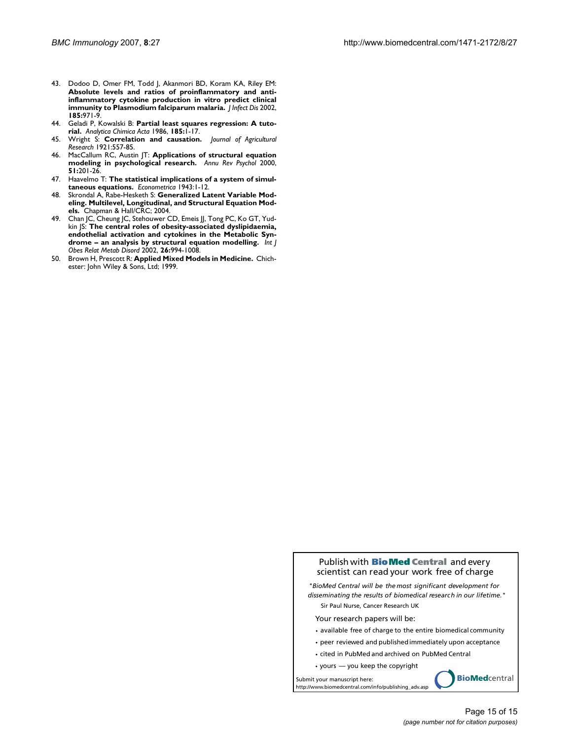43. Dodoo D, Omer FM, Todd J, Akanmori BD, Koram KA, Riley EM: **Absolute levels and ratios of proinflammatory and anti-inflammatory cytokine production in vitro predict clinical immunity to Plasmodium falciparum malaria.** *J Infect Dis* 2002, **185:**971-9.
44. Geladi P, Kowalski B: **Partial least squares regression: A tutorial.** *Analytica Chimica Acta* 1986, **185:**1-17.
45. Wright S: **Correlation and causation.** *Journal of Agricultural Research* 1921:557-85.
46. MacCallum RC, Austin JT: **Applications of structural equation modeling in psychological research.** *Annu Rev Psychol* 2000, **51:**201-26.
47. Haavelmo T: **The statistical implications of a system of simultaneous equations.** *Econometrica* 1943:1-12.
48. Skrondal A, Rabe-Hesketh S: **Generalized Latent Variable Modeling. Multilevel, Longitudinal, and Structural Equation Models.** Chapman & Hall/CRC; 2004.
49. Chan JC, Cheung JC, Stehouwer CD, Emeis JJ, Tong PC, Ko GT, Yudkin JS: **The central roles of obesity-associated dyslipidaemia, endothelial activation and cytokines in the Metabolic Syndrome – an analysis by structural equation modelling.** *Int J Obes Relat Metab Disord* 2002, **26:**994-1008.
50. Brown H, Prescott R: **Applied Mixed Models in Medicine.** Chichester: John Wiley & Sons, Ltd; 1999.

Publish with **BioMed Central** and every scientist can read your work free of charge

*"BioMed Central will be the most significant development for disseminating the results of biomedical research in our lifetime."*

Sir Paul Nurse, Cancer Research UK

Your research papers will be:

- available free of charge to the entire biomedical community
- peer reviewed and published immediately upon acceptance
- cited in PubMed and archived on PubMed Central
- yours — you keep the copyright

Submit your manuscript here:
http://www.biomedcentral.com/info/publishing_adv.asp

**BioMed**central